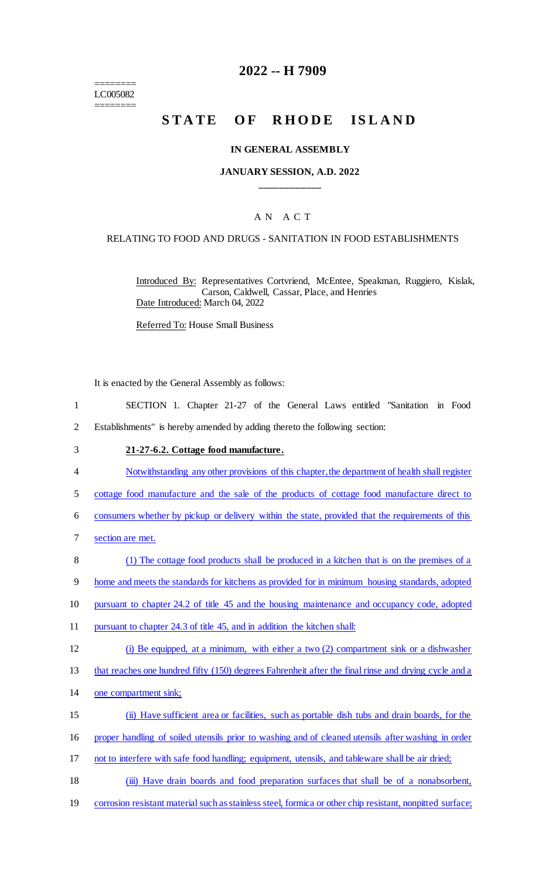========
LC005082
========

# 2022 -- H 7909

# STATE OF RHODE ISLAND

### IN GENERAL ASSEMBLY

### JANUARY SESSION, A.D. 2022

____________

A N A C T

RELATING TO FOOD AND DRUGS - SANITATION IN FOOD ESTABLISHMENTS

Introduced By: Representatives Cortvriend, McEntee, Speakman, Ruggiero, Kislak, Carson, Caldwell, Cassar, Place, and Henries

Date Introduced: March 04, 2022

Referred To: House Small Business

It is enacted by the General Assembly as follows:

1 SECTION 1. Chapter 21-27 of the General Laws entitled "Sanitation in Food
2 Establishments" is hereby amended by adding thereto the following section:

3 **21-27-6.2. Cottage food manufacture.**

4 Notwithstanding any other provisions of this chapter, the department of health shall register
5 cottage food manufacture and the sale of the products of cottage food manufacture direct to
6 consumers whether by pickup or delivery within the state, provided that the requirements of this
7 section are met.

8 (1) The cottage food products shall be produced in a kitchen that is on the premises of a
9 home and meets the standards for kitchens as provided for in minimum housing standards, adopted
10 pursuant to chapter 24.2 of title 45 and the housing maintenance and occupancy code, adopted
11 pursuant to chapter 24.3 of title 45, and in addition the kitchen shall:

12 (i) Be equipped, at a minimum, with either a two (2) compartment sink or a dishwasher
13 that reaches one hundred fifty (150) degrees Fahrenheit after the final rinse and drying cycle and a
14 one compartment sink;

15 (ii) Have sufficient area or facilities, such as portable dish tubs and drain boards, for the
16 proper handling of soiled utensils prior to washing and of cleaned utensils after washing in order
17 not to interfere with safe food handling; equipment, utensils, and tableware shall be air dried;

18 (iii) Have drain boards and food preparation surfaces that shall be of a nonabsorbent,
19 corrosion resistant material such as stainless steel, formica or other chip resistant, nonpitted surface;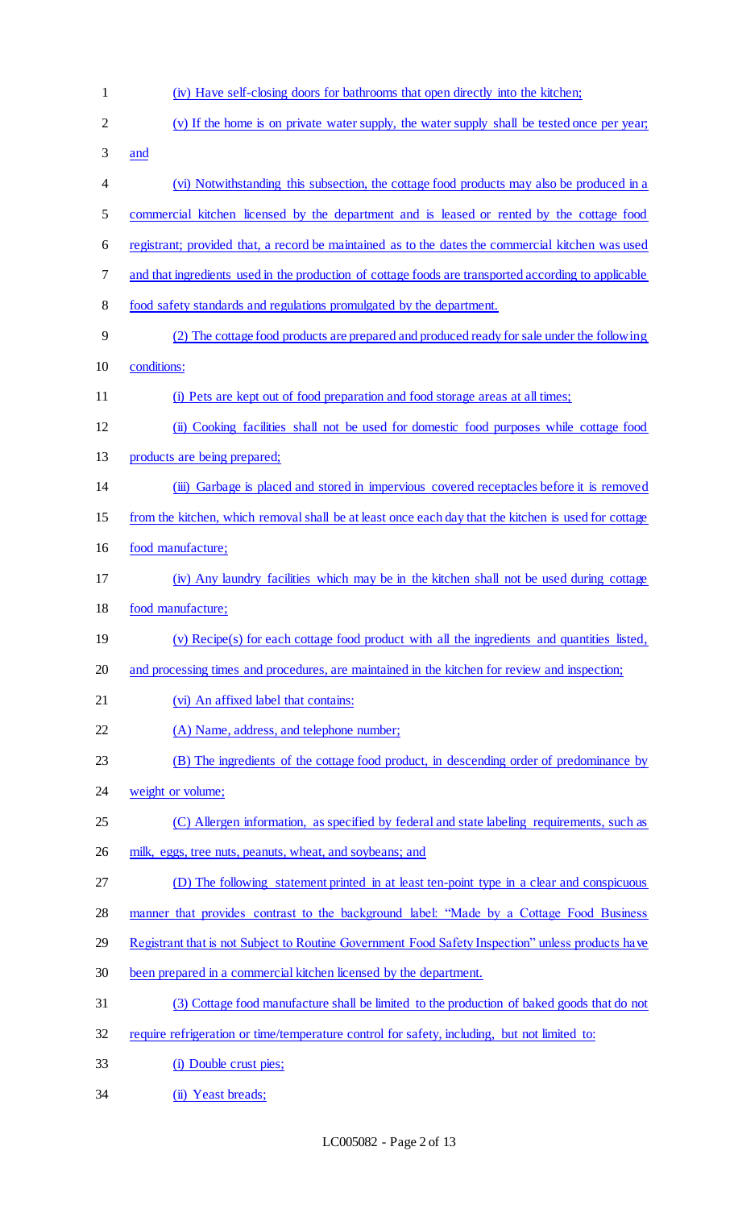(iv) Have self-closing doors for bathrooms that open directly into the kitchen;

(v) If the home is on private water supply, the water supply shall be tested once per year; and

(vi) Notwithstanding this subsection, the cottage food products may also be produced in a commercial kitchen licensed by the department and is leased or rented by the cottage food registrant; provided that, a record be maintained as to the dates the commercial kitchen was used and that ingredients used in the production of cottage foods are transported according to applicable food safety standards and regulations promulgated by the department.

(2) The cottage food products are prepared and produced ready for sale under the following conditions:

(i) Pets are kept out of food preparation and food storage areas at all times;

(ii) Cooking facilities shall not be used for domestic food purposes while cottage food products are being prepared;

(iii) Garbage is placed and stored in impervious covered receptacles before it is removed from the kitchen, which removal shall be at least once each day that the kitchen is used for cottage food manufacture;

(iv) Any laundry facilities which may be in the kitchen shall not be used during cottage food manufacture;

(v) Recipe(s) for each cottage food product with all the ingredients and quantities listed, and processing times and procedures, are maintained in the kitchen for review and inspection;

(vi) An affixed label that contains:

(A) Name, address, and telephone number;

(B) The ingredients of the cottage food product, in descending order of predominance by weight or volume;

(C) Allergen information, as specified by federal and state labeling requirements, such as milk, eggs, tree nuts, peanuts, wheat, and soybeans; and

(D) The following statement printed in at least ten-point type in a clear and conspicuous manner that provides contrast to the background label: "Made by a Cottage Food Business Registrant that is not Subject to Routine Government Food Safety Inspection" unless products have been prepared in a commercial kitchen licensed by the department.

(3) Cottage food manufacture shall be limited to the production of baked goods that do not require refrigeration or time/temperature control for safety, including, but not limited to:

(i) Double crust pies;

(ii) Yeast breads;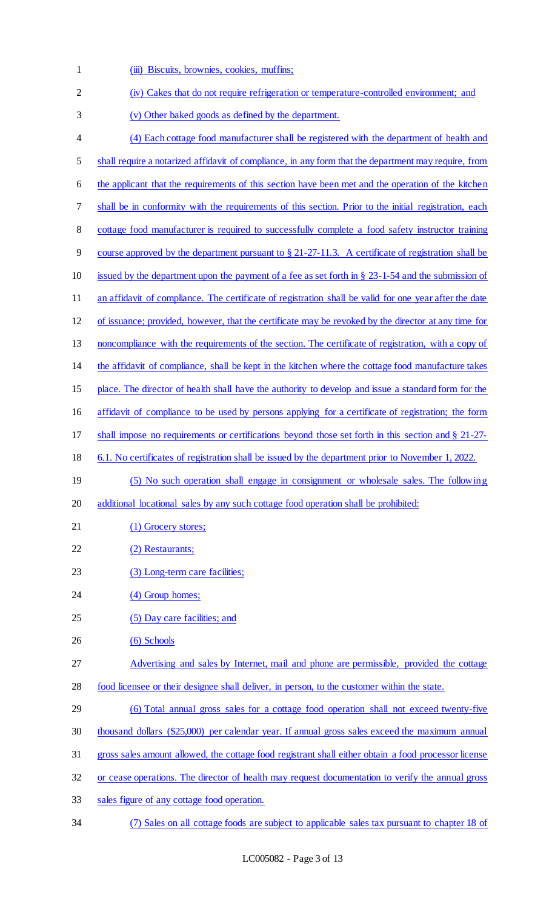(iii) Biscuits, brownies, cookies, muffins;

(iv) Cakes that do not require refrigeration or temperature-controlled environment; and

(v) Other baked goods as defined by the department.

(4) Each cottage food manufacturer shall be registered with the department of health and shall require a notarized affidavit of compliance, in any form that the department may require, from the applicant that the requirements of this section have been met and the operation of the kitchen shall be in conformity with the requirements of this section. Prior to the initial registration, each cottage food manufacturer is required to successfully complete a food safety instructor training course approved by the department pursuant to § 21-27-11.3. A certificate of registration shall be issued by the department upon the payment of a fee as set forth in § 23-1-54 and the submission of an affidavit of compliance. The certificate of registration shall be valid for one year after the date of issuance; provided, however, that the certificate may be revoked by the director at any time for noncompliance with the requirements of the section. The certificate of registration, with a copy of the affidavit of compliance, shall be kept in the kitchen where the cottage food manufacture takes place. The director of health shall have the authority to develop and issue a standard form for the affidavit of compliance to be used by persons applying for a certificate of registration; the form shall impose no requirements or certifications beyond those set forth in this section and § 21-27-6.1. No certificates of registration shall be issued by the department prior to November 1, 2022.

(5) No such operation shall engage in consignment or wholesale sales. The following additional locational sales by any such cottage food operation shall be prohibited:

(1) Grocery stores;

(2) Restaurants;

(3) Long-term care facilities;

(4) Group homes;

(5) Day care facilities; and

(6) Schools

Advertising and sales by Internet, mail and phone are permissible, provided the cottage food licensee or their designee shall deliver, in person, to the customer within the state.

(6) Total annual gross sales for a cottage food operation shall not exceed twenty-five thousand dollars ($25,000) per calendar year. If annual gross sales exceed the maximum annual gross sales amount allowed, the cottage food registrant shall either obtain a food processor license or cease operations. The director of health may request documentation to verify the annual gross sales figure of any cottage food operation.

(7) Sales on all cottage foods are subject to applicable sales tax pursuant to chapter 18 of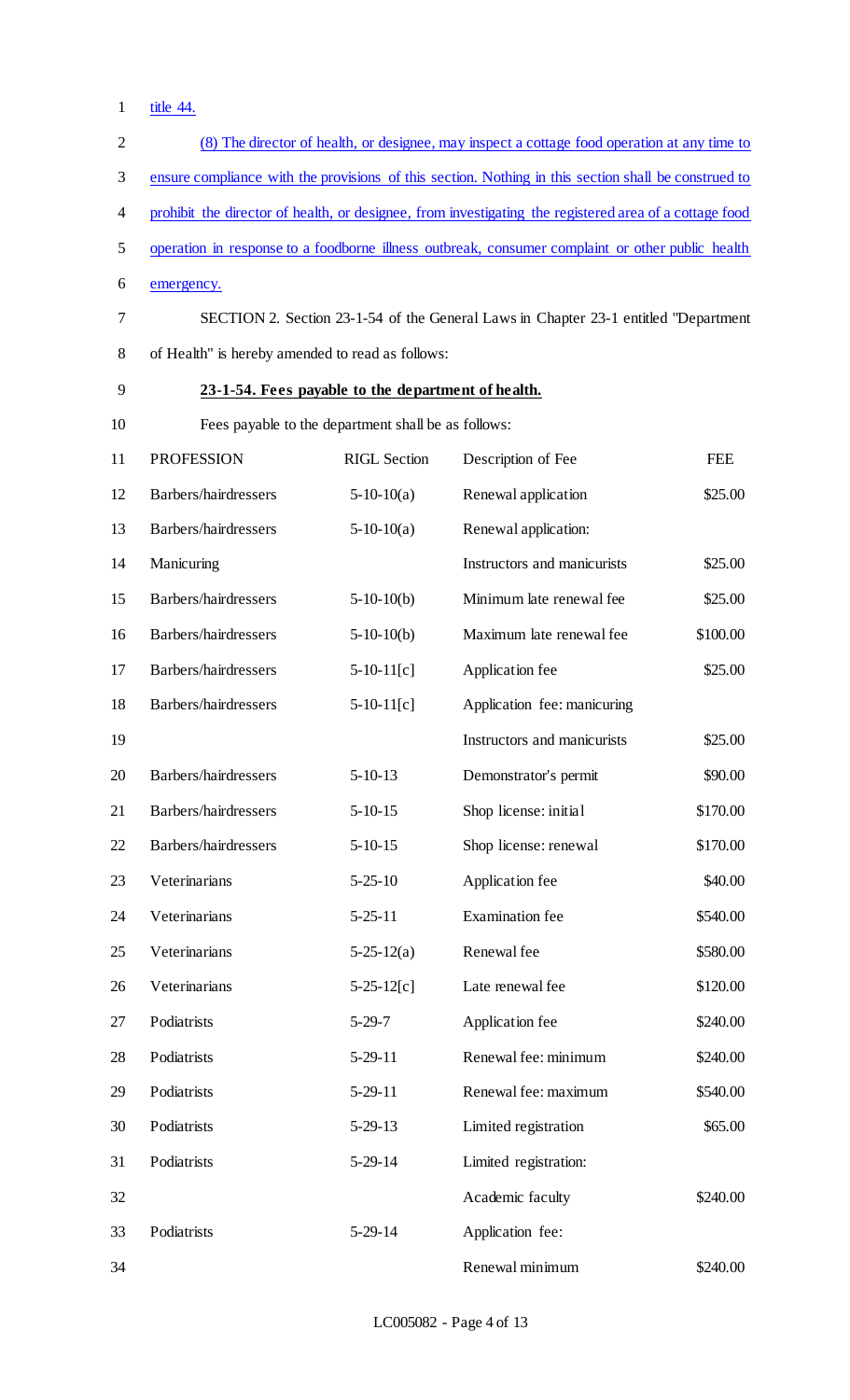title 44.

(8) The director of health, or designee, may inspect a cottage food operation at any time to ensure compliance with the provisions of this section. Nothing in this section shall be construed to prohibit the director of health, or designee, from investigating the registered area of a cottage food operation in response to a foodborne illness outbreak, consumer complaint or other public health emergency.

SECTION 2. Section 23-1-54 of the General Laws in Chapter 23-1 entitled "Department of Health" is hereby amended to read as follows:

**23-1-54. Fees payable to the department of health.**

Fees payable to the department shall be as follows:

| PROFESSION | RIGL Section | Description of Fee | FEE |
|---|---|---|---|
| Barbers/hairdressers | 5-10-10(a) | Renewal application | $25.00 |
| Barbers/hairdressers | 5-10-10(a) | Renewal application: | |
| Manicuring | | Instructors and manicurists | $25.00 |
| Barbers/hairdressers | 5-10-10(b) | Minimum late renewal fee | $25.00 |
| Barbers/hairdressers | 5-10-10(b) | Maximum late renewal fee | $100.00 |
| Barbers/hairdressers | 5-10-11[c] | Application fee | $25.00 |
| Barbers/hairdressers | 5-10-11[c] | Application fee: manicuring | |
| | | Instructors and manicurists | $25.00 |
| Barbers/hairdressers | 5-10-13 | Demonstrator's permit | $90.00 |
| Barbers/hairdressers | 5-10-15 | Shop license: initial | $170.00 |
| Barbers/hairdressers | 5-10-15 | Shop license: renewal | $170.00 |
| Veterinarians | 5-25-10 | Application fee | $40.00 |
| Veterinarians | 5-25-11 | Examination fee | $540.00 |
| Veterinarians | 5-25-12(a) | Renewal fee | $580.00 |
| Veterinarians | 5-25-12[c] | Late renewal fee | $120.00 |
| Podiatrists | 5-29-7 | Application fee | $240.00 |
| Podiatrists | 5-29-11 | Renewal fee: minimum | $240.00 |
| Podiatrists | 5-29-11 | Renewal fee: maximum | $540.00 |
| Podiatrists | 5-29-13 | Limited registration | $65.00 |
| Podiatrists | 5-29-14 | Limited registration: | |
| | | Academic faculty | $240.00 |
| Podiatrists | 5-29-14 | Application fee: | |
| | | Renewal minimum | $240.00 |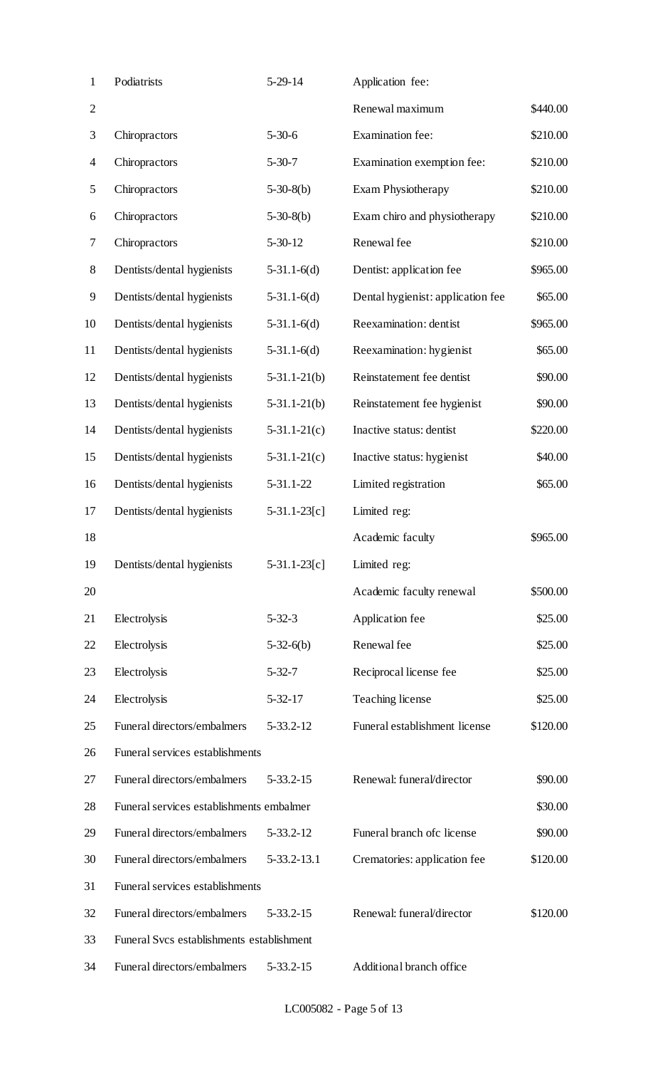| | | | | |
|---|---|---|---|---|
| 1 | Podiatrists | 5-29-14 | Application fee: | |
| 2 | | | Renewal maximum | $440.00 |
| 3 | Chiropractors | 5-30-6 | Examination fee: | $210.00 |
| 4 | Chiropractors | 5-30-7 | Examination exemption fee: | $210.00 |
| 5 | Chiropractors | 5-30-8(b) | Exam Physiotherapy | $210.00 |
| 6 | Chiropractors | 5-30-8(b) | Exam chiro and physiotherapy | $210.00 |
| 7 | Chiropractors | 5-30-12 | Renewal fee | $210.00 |
| 8 | Dentists/dental hygienists | 5-31.1-6(d) | Dentist: application fee | $965.00 |
| 9 | Dentists/dental hygienists | 5-31.1-6(d) | Dental hygienist: application fee | $65.00 |
| 10 | Dentists/dental hygienists | 5-31.1-6(d) | Reexamination: dentist | $965.00 |
| 11 | Dentists/dental hygienists | 5-31.1-6(d) | Reexamination: hygienist | $65.00 |
| 12 | Dentists/dental hygienists | 5-31.1-21(b) | Reinstatement fee dentist | $90.00 |
| 13 | Dentists/dental hygienists | 5-31.1-21(b) | Reinstatement fee hygienist | $90.00 |
| 14 | Dentists/dental hygienists | 5-31.1-21(c) | Inactive status: dentist | $220.00 |
| 15 | Dentists/dental hygienists | 5-31.1-21(c) | Inactive status: hygienist | $40.00 |
| 16 | Dentists/dental hygienists | 5-31.1-22 | Limited registration | $65.00 |
| 17 | Dentists/dental hygienists | 5-31.1-23[c] | Limited reg: | |
| 18 | | | Academic faculty | $965.00 |
| 19 | Dentists/dental hygienists | 5-31.1-23[c] | Limited reg: | |
| 20 | | | Academic faculty renewal | $500.00 |
| 21 | Electrolysis | 5-32-3 | Application fee | $25.00 |
| 22 | Electrolysis | 5-32-6(b) | Renewal fee | $25.00 |
| 23 | Electrolysis | 5-32-7 | Reciprocal license fee | $25.00 |
| 24 | Electrolysis | 5-32-17 | Teaching license | $25.00 |
| 25 | Funeral directors/embalmers | 5-33.2-12 | Funeral establishment license | $120.00 |
| 26 | Funeral services establishments | | | |
| 27 | Funeral directors/embalmers | 5-33.2-15 | Renewal: funeral/director | $90.00 |
| 28 | Funeral services establishments embalmer | | | $30.00 |
| 29 | Funeral directors/embalmers | 5-33.2-12 | Funeral branch ofc license | $90.00 |
| 30 | Funeral directors/embalmers | 5-33.2-13.1 | Crematories: application fee | $120.00 |
| 31 | Funeral services establishments | | | |
| 32 | Funeral directors/embalmers | 5-33.2-15 | Renewal: funeral/director | $120.00 |
| 33 | Funeral Svcs establishments establishment | | | |
| 34 | Funeral directors/embalmers | 5-33.2-15 | Additional branch office | |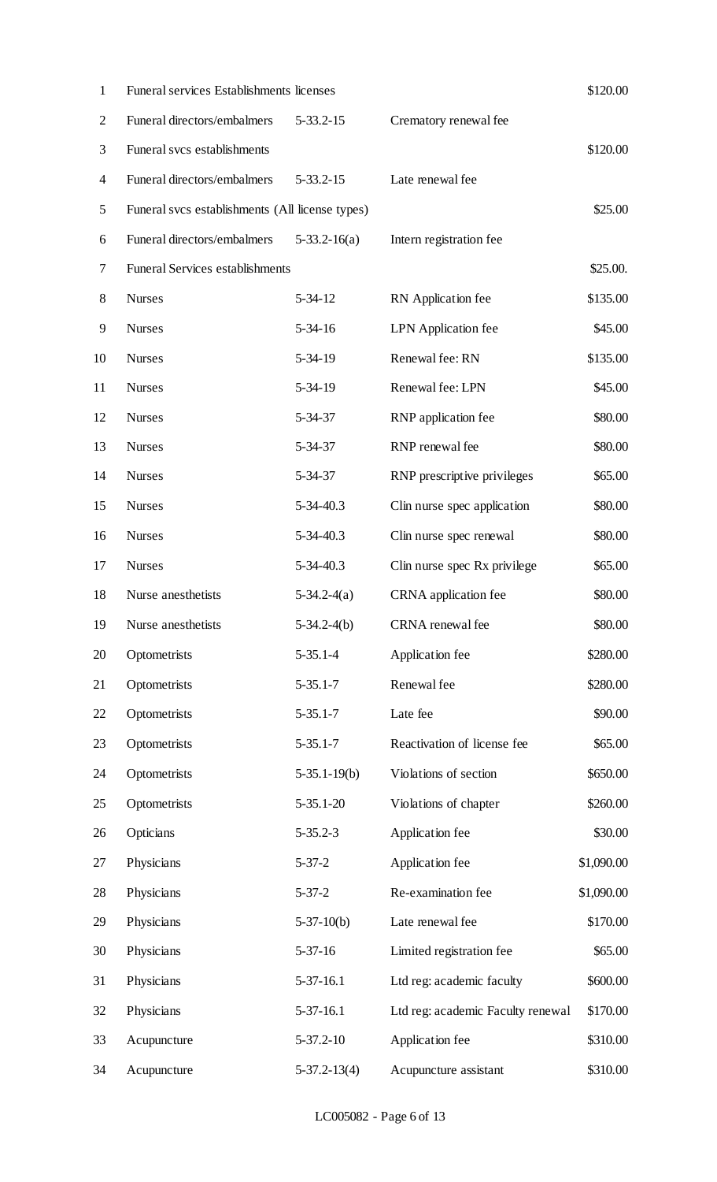| | | | |
|---|---|---|---|
| Funeral services Establishments licenses | | | $120.00 |
| Funeral directors/embalmers | 5-33.2-15 | Crematory renewal fee | |
| Funeral svcs establishments | | | $120.00 |
| Funeral directors/embalmers | 5-33.2-15 | Late renewal fee | |
| Funeral svcs establishments (All license types) | | | $25.00 |
| Funeral directors/embalmers | 5-33.2-16(a) | Intern registration fee | |
| Funeral Services establishments | | | $25.00. |
| Nurses | 5-34-12 | RN Application fee | $135.00 |
| Nurses | 5-34-16 | LPN Application fee | $45.00 |
| Nurses | 5-34-19 | Renewal fee: RN | $135.00 |
| Nurses | 5-34-19 | Renewal fee: LPN | $45.00 |
| Nurses | 5-34-37 | RNP application fee | $80.00 |
| Nurses | 5-34-37 | RNP renewal fee | $80.00 |
| Nurses | 5-34-37 | RNP prescriptive privileges | $65.00 |
| Nurses | 5-34-40.3 | Clin nurse spec application | $80.00 |
| Nurses | 5-34-40.3 | Clin nurse spec renewal | $80.00 |
| Nurses | 5-34-40.3 | Clin nurse spec Rx privilege | $65.00 |
| Nurse anesthetists | 5-34.2-4(a) | CRNA application fee | $80.00 |
| Nurse anesthetists | 5-34.2-4(b) | CRNA renewal fee | $80.00 |
| Optometrists | 5-35.1-4 | Application fee | $280.00 |
| Optometrists | 5-35.1-7 | Renewal fee | $280.00 |
| Optometrists | 5-35.1-7 | Late fee | $90.00 |
| Optometrists | 5-35.1-7 | Reactivation of license fee | $65.00 |
| Optometrists | 5-35.1-19(b) | Violations of section | $650.00 |
| Optometrists | 5-35.1-20 | Violations of chapter | $260.00 |
| Opticians | 5-35.2-3 | Application fee | $30.00 |
| Physicians | 5-37-2 | Application fee | $1,090.00 |
| Physicians | 5-37-2 | Re-examination fee | $1,090.00 |
| Physicians | 5-37-10(b) | Late renewal fee | $170.00 |
| Physicians | 5-37-16 | Limited registration fee | $65.00 |
| Physicians | 5-37-16.1 | Ltd reg: academic faculty | $600.00 |
| Physicians | 5-37-16.1 | Ltd reg: academic Faculty renewal | $170.00 |
| Acupuncture | 5-37.2-10 | Application fee | $310.00 |
| Acupuncture | 5-37.2-13(4) | Acupuncture assistant | $310.00 |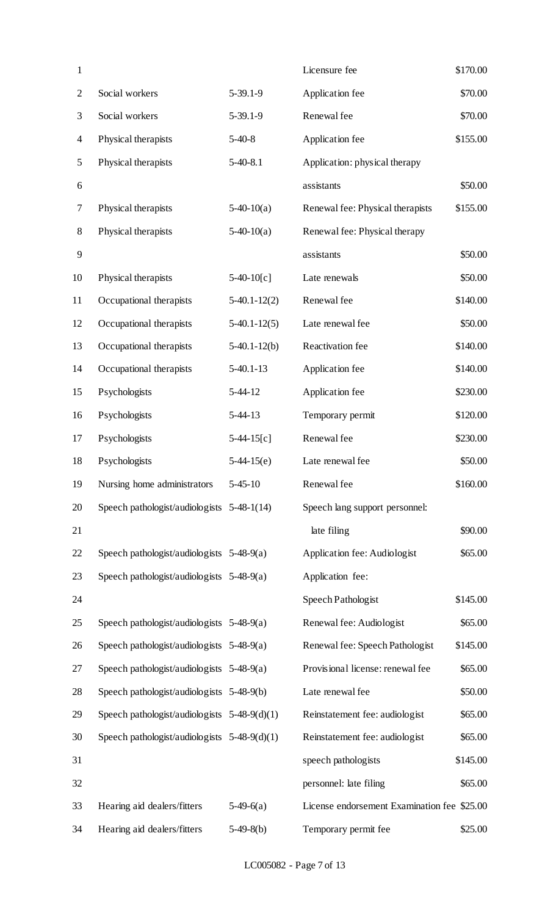| | | | |
|---|---|---|---|
| | | Licensure fee | $170.00 |
| Social workers | 5-39.1-9 | Application fee | $70.00 |
| Social workers | 5-39.1-9 | Renewal fee | $70.00 |
| Physical therapists | 5-40-8 | Application fee | $155.00 |
| Physical therapists | 5-40-8.1 | Application: physical therapy assistants | $50.00 |
| Physical therapists | 5-40-10(a) | Renewal fee: Physical therapists | $155.00 |
| Physical therapists | 5-40-10(a) | Renewal fee: Physical therapy assistants | $50.00 |
| Physical therapists | 5-40-10[c] | Late renewals | $50.00 |
| Occupational therapists | 5-40.1-12(2) | Renewal fee | $140.00 |
| Occupational therapists | 5-40.1-12(5) | Late renewal fee | $50.00 |
| Occupational therapists | 5-40.1-12(b) | Reactivation fee | $140.00 |
| Occupational therapists | 5-40.1-13 | Application fee | $140.00 |
| Psychologists | 5-44-12 | Application fee | $230.00 |
| Psychologists | 5-44-13 | Temporary permit | $120.00 |
| Psychologists | 5-44-15[c] | Renewal fee | $230.00 |
| Psychologists | 5-44-15(e) | Late renewal fee | $50.00 |
| Nursing home administrators | 5-45-10 | Renewal fee | $160.00 |
| Speech pathologist/audiologists | 5-48-1(14) | Speech lang support personnel: late filing | $90.00 |
| Speech pathologist/audiologists | 5-48-9(a) | Application fee: Audiologist | $65.00 |
| Speech pathologist/audiologists | 5-48-9(a) | Application fee: Speech Pathologist | $145.00 |
| Speech pathologist/audiologists | 5-48-9(a) | Renewal fee: Audiologist | $65.00 |
| Speech pathologist/audiologists | 5-48-9(a) | Renewal fee: Speech Pathologist | $145.00 |
| Speech pathologist/audiologists | 5-48-9(a) | Provisional license: renewal fee | $65.00 |
| Speech pathologist/audiologists | 5-48-9(b) | Late renewal fee | $50.00 |
| Speech pathologist/audiologists | 5-48-9(d)(1) | Reinstatement fee: audiologist | $65.00 |
| Speech pathologist/audiologists | 5-48-9(d)(1) | Reinstatement fee: audiologist | $65.00 |
| | | speech pathologists | $145.00 |
| | | personnel: late filing | $65.00 |
| Hearing aid dealers/fitters | 5-49-6(a) | License endorsement Examination fee | $25.00 |
| Hearing aid dealers/fitters | 5-49-8(b) | Temporary permit fee | $25.00 |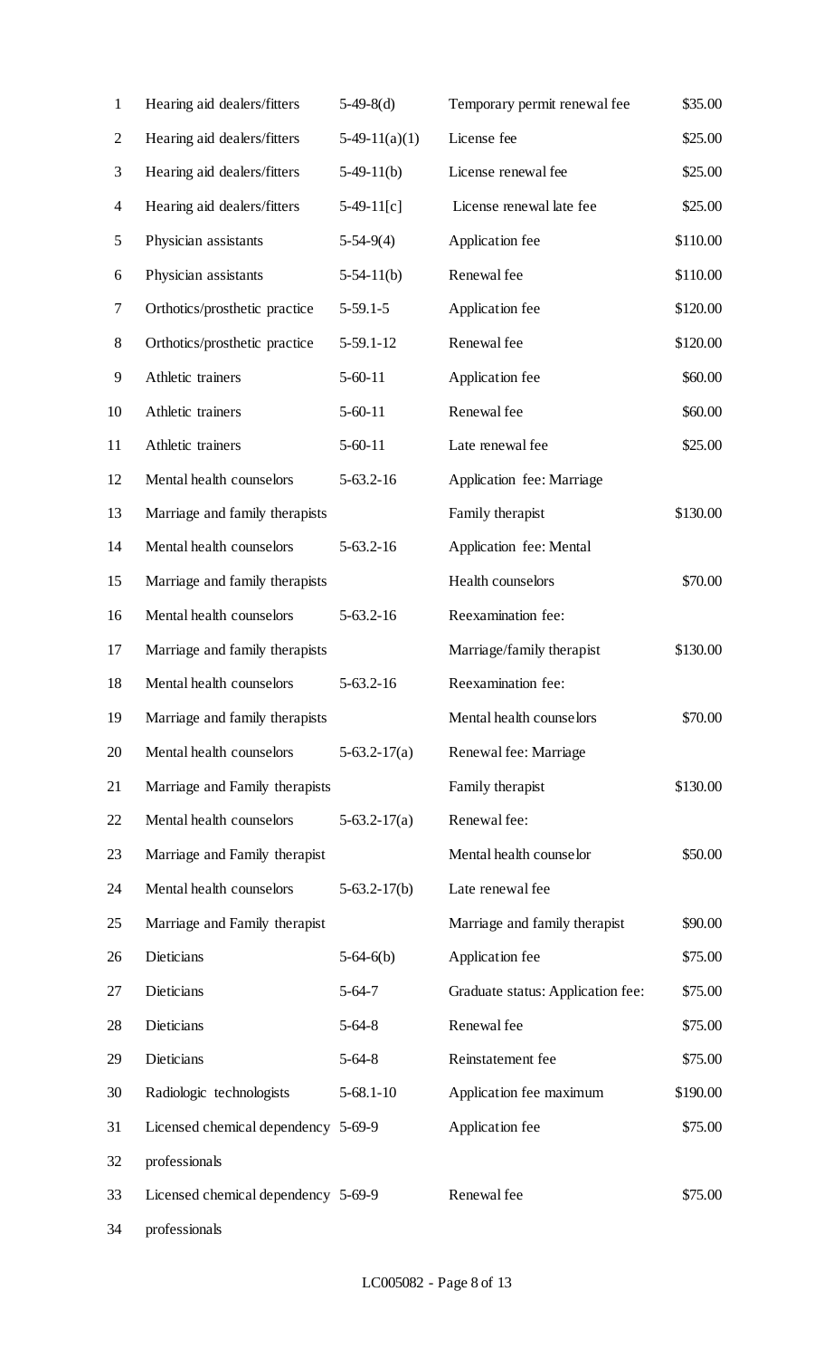| | | | |
|---|---|---|---|
| Hearing aid dealers/fitters | 5-49-8(d) | Temporary permit renewal fee | $35.00 |
| Hearing aid dealers/fitters | 5-49-11(a)(1) | License fee | $25.00 |
| Hearing aid dealers/fitters | 5-49-11(b) | License renewal fee | $25.00 |
| Hearing aid dealers/fitters | 5-49-11[c] | License renewal late fee | $25.00 |
| Physician assistants | 5-54-9(4) | Application fee | $110.00 |
| Physician assistants | 5-54-11(b) | Renewal fee | $110.00 |
| Orthotics/prosthetic practice | 5-59.1-5 | Application fee | $120.00 |
| Orthotics/prosthetic practice | 5-59.1-12 | Renewal fee | $120.00 |
| Athletic trainers | 5-60-11 | Application fee | $60.00 |
| Athletic trainers | 5-60-11 | Renewal fee | $60.00 |
| Athletic trainers | 5-60-11 | Late renewal fee | $25.00 |
| Mental health counselors Marriage and family therapists | 5-63.2-16 | Application fee: Marriage Family therapist | $130.00 |
| Mental health counselors Marriage and family therapists | 5-63.2-16 | Application fee: Mental Health counselors | $70.00 |
| Mental health counselors Marriage and family therapists | 5-63.2-16 | Reexamination fee: Marriage/family therapist | $130.00 |
| Mental health counselors Marriage and family therapists | 5-63.2-16 | Reexamination fee: Mental health counselors | $70.00 |
| Mental health counselors Marriage and Family therapists | 5-63.2-17(a) | Renewal fee: Marriage Family therapist | $130.00 |
| Mental health counselors Marriage and Family therapist | 5-63.2-17(a) | Renewal fee: Mental health counselor | $50.00 |
| Mental health counselors Marriage and Family therapist | 5-63.2-17(b) | Late renewal fee Marriage and family therapist | $90.00 |
| Dieticians | 5-64-6(b) | Application fee | $75.00 |
| Dieticians | 5-64-7 | Graduate status: Application fee: | $75.00 |
| Dieticians | 5-64-8 | Renewal fee | $75.00 |
| Dieticians | 5-64-8 | Reinstatement fee | $75.00 |
| Radiologic technologists | 5-68.1-10 | Application fee maximum | $190.00 |
| Licensed chemical dependency professionals | 5-69-9 | Application fee | $75.00 |
| Licensed chemical dependency professionals | 5-69-9 | Renewal fee | $75.00 |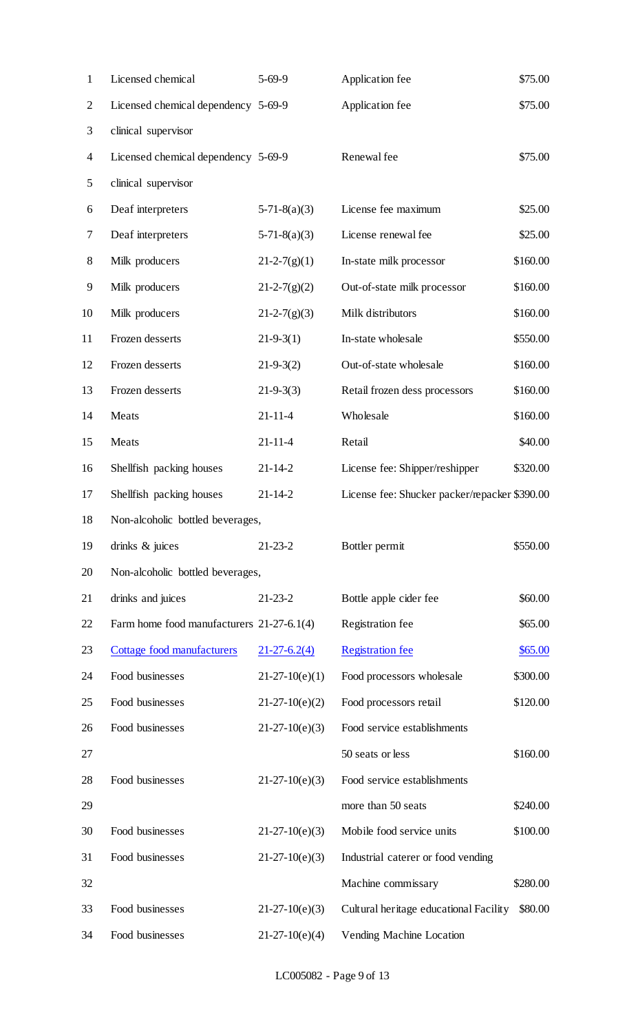| Licensed chemical | 5-69-9 | Application fee | $75.00 |
|---|---|---|---|
| Licensed chemical dependency clinical supervisor | 5-69-9 | Application fee | $75.00 |
| Licensed chemical dependency clinical supervisor | 5-69-9 | Renewal fee | $75.00 |
| Deaf interpreters | 5-71-8(a)(3) | License fee maximum | $25.00 |
| Deaf interpreters | 5-71-8(a)(3) | License renewal fee | $25.00 |
| Milk producers | 21-2-7(g)(1) | In-state milk processor | $160.00 |
| Milk producers | 21-2-7(g)(2) | Out-of-state milk processor | $160.00 |
| Milk producers | 21-2-7(g)(3) | Milk distributors | $160.00 |
| Frozen desserts | 21-9-3(1) | In-state wholesale | $550.00 |
| Frozen desserts | 21-9-3(2) | Out-of-state wholesale | $160.00 |
| Frozen desserts | 21-9-3(3) | Retail frozen dess processors | $160.00 |
| Meats | 21-11-4 | Wholesale | $160.00 |
| Meats | 21-11-4 | Retail | $40.00 |
| Shellfish packing houses | 21-14-2 | License fee: Shipper/reshipper | $320.00 |
| Shellfish packing houses | 21-14-2 | License fee: Shucker packer/repacker | $390.00 |
| Non-alcoholic bottled beverages, drinks & juices | 21-23-2 | Bottler permit | $550.00 |
| Non-alcoholic bottled beverages, drinks and juices | 21-23-2 | Bottle apple cider fee | $60.00 |
| Farm home food manufacturers | 21-27-6.1(4) | Registration fee | $65.00 |
| Cottage food manufacturers | 21-27-6.2(4) | Registration fee | $65.00 |
| Food businesses | 21-27-10(e)(1) | Food processors wholesale | $300.00 |
| Food businesses | 21-27-10(e)(2) | Food processors retail | $120.00 |
| Food businesses | 21-27-10(e)(3) | Food service establishments 50 seats or less | $160.00 |
| Food businesses | 21-27-10(e)(3) | Food service establishments more than 50 seats | $240.00 |
| Food businesses | 21-27-10(e)(3) | Mobile food service units | $100.00 |
| Food businesses | 21-27-10(e)(3) | Industrial caterer or food vending Machine commissary | $280.00 |
| Food businesses | 21-27-10(e)(3) | Cultural heritage educational Facility | $80.00 |
| Food businesses | 21-27-10(e)(4) | Vending Machine Location | |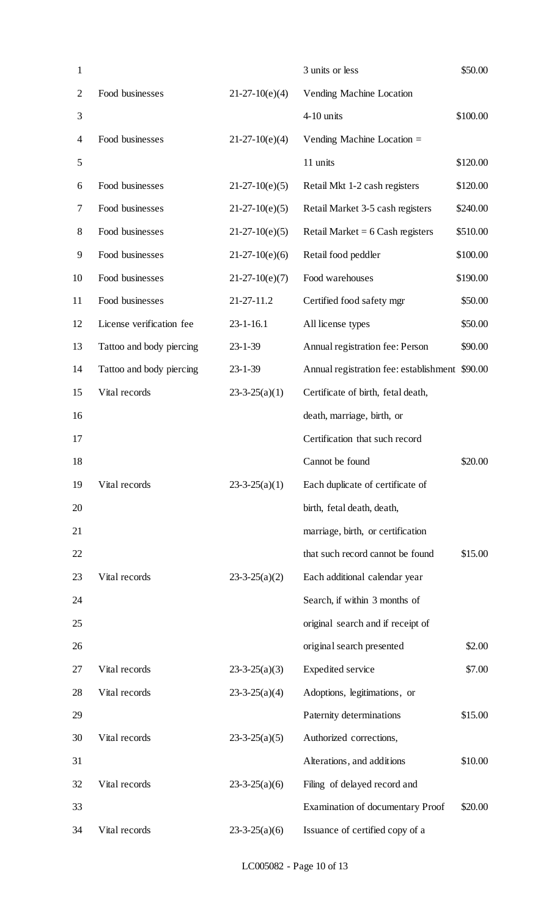| | | | |
|---|---|---|---|
| | | 3 units or less | $50.00 |
| Food businesses | 21-27-10(e)(4) | Vending Machine Location 4-10 units | $100.00 |
| Food businesses | 21-27-10(e)(4) | Vending Machine Location = 11 units | $120.00 |
| Food businesses | 21-27-10(e)(5) | Retail Mkt 1-2 cash registers | $120.00 |
| Food businesses | 21-27-10(e)(5) | Retail Market 3-5 cash registers | $240.00 |
| Food businesses | 21-27-10(e)(5) | Retail Market = 6 Cash registers | $510.00 |
| Food businesses | 21-27-10(e)(6) | Retail food peddler | $100.00 |
| Food businesses | 21-27-10(e)(7) | Food warehouses | $190.00 |
| Food businesses | 21-27-11.2 | Certified food safety mgr | $50.00 |
| License verification fee | 23-1-16.1 | All license types | $50.00 |
| Tattoo and body piercing | 23-1-39 | Annual registration fee: Person | $90.00 |
| Tattoo and body piercing | 23-1-39 | Annual registration fee: establishment | $90.00 |
| Vital records | 23-3-25(a)(1) | Certificate of birth, fetal death, death, marriage, birth, or Certification that such record Cannot be found | $20.00 |
| Vital records | 23-3-25(a)(1) | Each duplicate of certificate of birth, fetal death, death, marriage, birth, or certification that such record cannot be found | $15.00 |
| Vital records | 23-3-25(a)(2) | Each additional calendar year Search, if within 3 months of original search and if receipt of original search presented | $2.00 |
| Vital records | 23-3-25(a)(3) | Expedited service | $7.00 |
| Vital records | 23-3-25(a)(4) | Adoptions, legitimations, or Paternity determinations | $15.00 |
| Vital records | 23-3-25(a)(5) | Authorized corrections, Alterations, and additions | $10.00 |
| Vital records | 23-3-25(a)(6) | Filing of delayed record and Examination of documentary Proof | $20.00 |
| Vital records | 23-3-25(a)(6) | Issuance of certified copy of a | |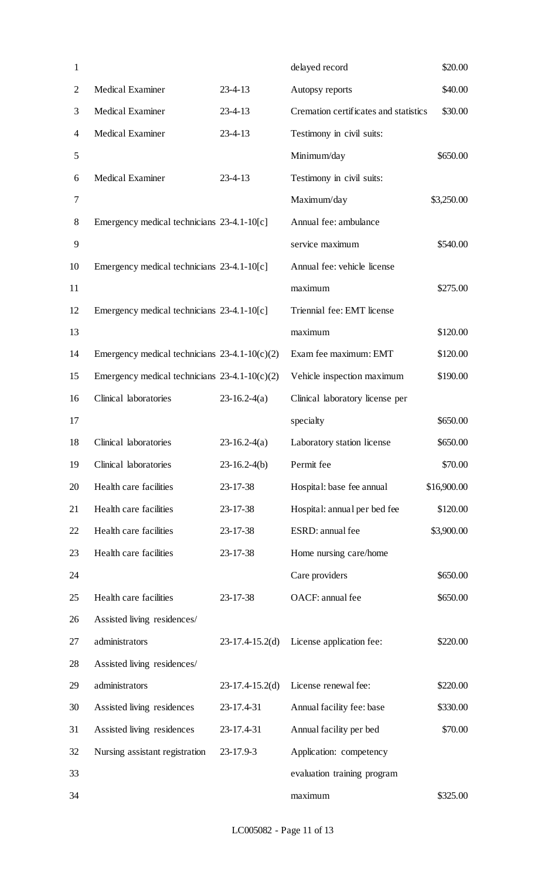| | | | |
|---|---|---|---|
| | | delayed record | $20.00 |
| Medical Examiner | 23-4-13 | Autopsy reports | $40.00 |
| Medical Examiner | 23-4-13 | Cremation certificates and statistics | $30.00 |
| Medical Examiner | 23-4-13 | Testimony in civil suits: Minimum/day | $650.00 |
| Medical Examiner | 23-4-13 | Testimony in civil suits: Maximum/day | $3,250.00 |
| Emergency medical technicians | 23-4.1-10[c] | Annual fee: ambulance service maximum | $540.00 |
| Emergency medical technicians | 23-4.1-10[c] | Annual fee: vehicle license maximum | $275.00 |
| Emergency medical technicians | 23-4.1-10[c] | Triennial fee: EMT license maximum | $120.00 |
| Emergency medical technicians | 23-4.1-10(c)(2) | Exam fee maximum: EMT | $120.00 |
| Emergency medical technicians | 23-4.1-10(c)(2) | Vehicle inspection maximum | $190.00 |
| Clinical laboratories | 23-16.2-4(a) | Clinical laboratory license per specialty | $650.00 |
| Clinical laboratories | 23-16.2-4(a) | Laboratory station license | $650.00 |
| Clinical laboratories | 23-16.2-4(b) | Permit fee | $70.00 |
| Health care facilities | 23-17-38 | Hospital: base fee annual | $16,900.00 |
| Health care facilities | 23-17-38 | Hospital: annual per bed fee | $120.00 |
| Health care facilities | 23-17-38 | ESRD: annual fee | $3,900.00 |
| Health care facilities | 23-17-38 | Home nursing care/home Care providers | $650.00 |
| Health care facilities | 23-17-38 | OACF: annual fee | $650.00 |
| Assisted living residences/ administrators | 23-17.4-15.2(d) | License application fee: | $220.00 |
| Assisted living residences/ administrators | 23-17.4-15.2(d) | License renewal fee: | $220.00 |
| Assisted living residences | 23-17.4-31 | Annual facility fee: base | $330.00 |
| Assisted living residences | 23-17.4-31 | Annual facility per bed | $70.00 |
| Nursing assistant registration | 23-17.9-3 | Application: competency evaluation training program maximum | $325.00 |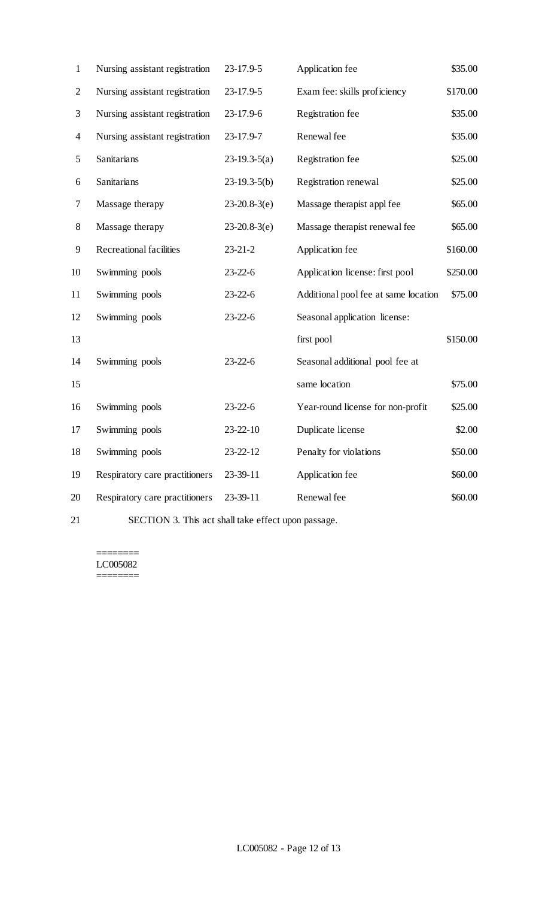| | | | |
|---|---|---|---|
| Nursing assistant registration | 23-17.9-5 | Application fee | $35.00 |
| Nursing assistant registration | 23-17.9-5 | Exam fee: skills proficiency | $170.00 |
| Nursing assistant registration | 23-17.9-6 | Registration fee | $35.00 |
| Nursing assistant registration | 23-17.9-7 | Renewal fee | $35.00 |
| Sanitarians | 23-19.3-5(a) | Registration fee | $25.00 |
| Sanitarians | 23-19.3-5(b) | Registration renewal | $25.00 |
| Massage therapy | 23-20.8-3(e) | Massage therapist appl fee | $65.00 |
| Massage therapy | 23-20.8-3(e) | Massage therapist renewal fee | $65.00 |
| Recreational facilities | 23-21-2 | Application fee | $160.00 |
| Swimming pools | 23-22-6 | Application license: first pool | $250.00 |
| Swimming pools | 23-22-6 | Additional pool fee at same location | $75.00 |
| Swimming pools | 23-22-6 | Seasonal application license: first pool | $150.00 |
| Swimming pools | 23-22-6 | Seasonal additional pool fee at same location | $75.00 |
| Swimming pools | 23-22-6 | Year-round license for non-profit | $25.00 |
| Swimming pools | 23-22-10 | Duplicate license | $2.00 |
| Swimming pools | 23-22-12 | Penalty for violations | $50.00 |
| Respiratory care practitioners | 23-39-11 | Application fee | $60.00 |
| Respiratory care practitioners | 23-39-11 | Renewal fee | $60.00 |

SECTION 3. This act shall take effect upon passage.

========
LC005082
========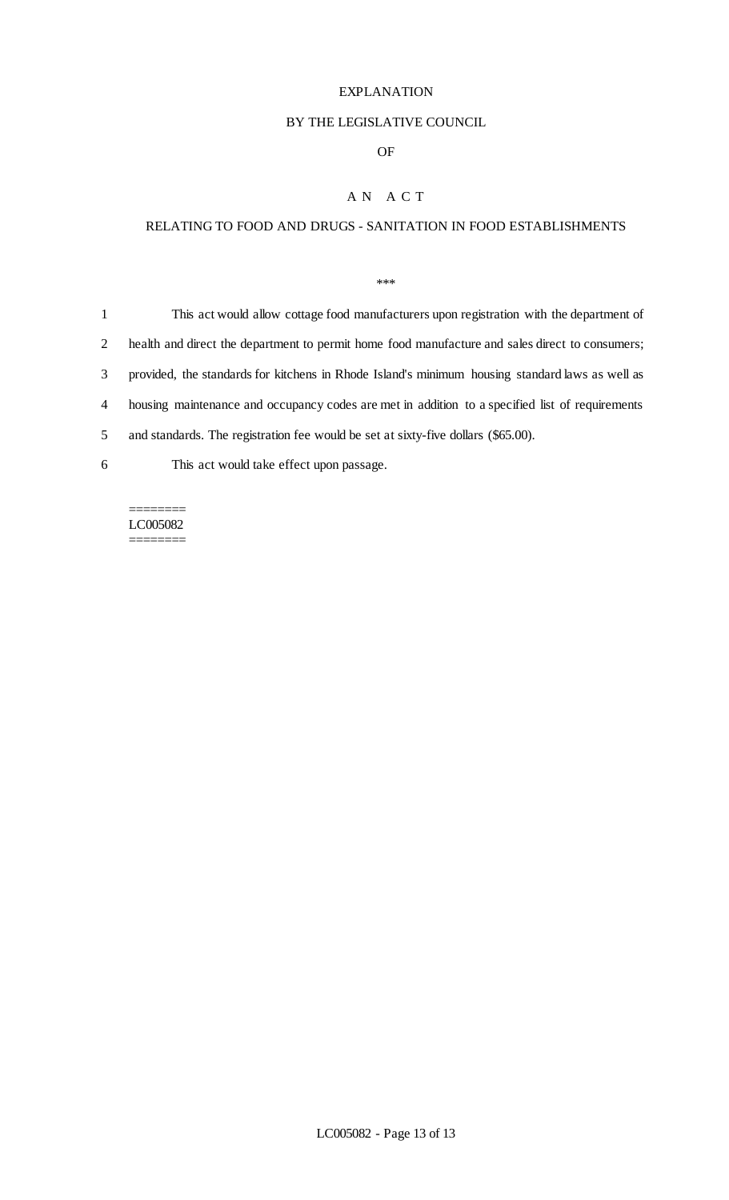EXPLANATION

BY THE LEGISLATIVE COUNCIL

OF

A N A C T

RELATING TO FOOD AND DRUGS - SANITATION IN FOOD ESTABLISHMENTS

\*\*\*

This act would allow cottage food manufacturers upon registration with the department of health and direct the department to permit home food manufacture and sales direct to consumers; provided, the standards for kitchens in Rhode Island's minimum housing standard laws as well as housing maintenance and occupancy codes are met in addition to a specified list of requirements and standards. The registration fee would be set at sixty-five dollars ($65.00).

This act would take effect upon passage.

========
LC005082
========